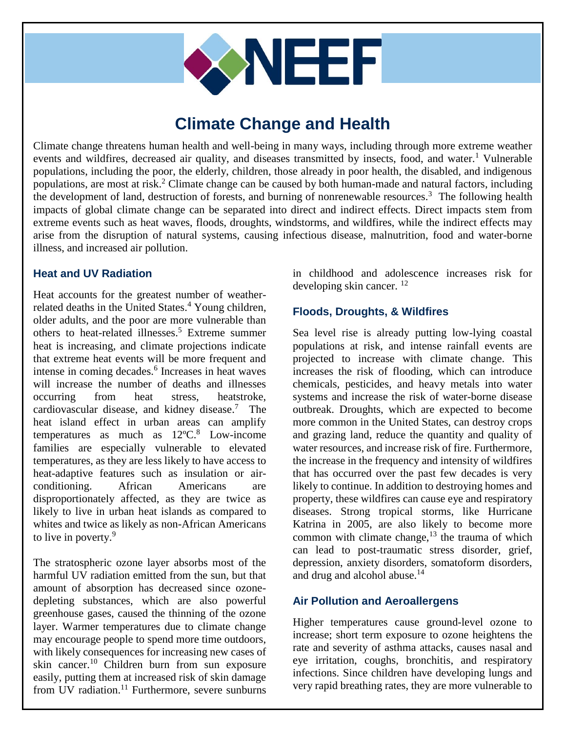# Climate Change and Health

Climate change threatens human health and well-being in many ways, including through more extreme weather events and wildfires, decreased air quality, and diseases transmitted by insects, food, and water.[1] Vulnerable populations, including the poor, the elderly, children, those already in poor health, the disabled, and indigenous populations, are most at risk.[2] Climate change can be caused by both human-made and natural factors, including the development of land, destruction of forests, and burning of nonrenewable resources.[3] The following health impacts of global climate change can be separated into direct and indirect effects. Direct impacts stem from extreme events such as heat waves, floods, droughts, windstorms, and wildfires, while the indirect effects may arise from the disruption of natural systems, causing infectious disease, malnutrition, food and water-borne illness, and increased air pollution.

## Heat and UV Radiation

Heat accounts for the greatest number of weather-related deaths in the United States.[4] Young children, older adults, and the poor are more vulnerable than others to heat-related illnesses.[5] Extreme summer heat is increasing, and climate projections indicate that extreme heat events will be more frequent and intense in coming decades.[6] Increases in heat waves will increase the number of deaths and illnesses occurring from heat stress, heatstroke, cardiovascular disease, and kidney disease.[7] The heat island effect in urban areas can amplify temperatures as much as 12ºC.[8] Low-income families are especially vulnerable to elevated temperatures, as they are less likely to have access to heat-adaptive features such as insulation or air-conditioning. African Americans are disproportionately affected, as they are twice as likely to live in urban heat islands as compared to whites and twice as likely as non-African Americans to live in poverty.[9]

The stratospheric ozone layer absorbs most of the harmful UV radiation emitted from the sun, but that amount of absorption has decreased since ozone-depleting substances, which are also powerful greenhouse gases, caused the thinning of the ozone layer. Warmer temperatures due to climate change may encourage people to spend more time outdoors, with likely consequences for increasing new cases of skin cancer.[10] Children burn from sun exposure easily, putting them at increased risk of skin damage from UV radiation.[11] Furthermore, severe sunburns in childhood and adolescence increases risk for developing skin cancer.[12]

## Floods, Droughts, & Wildfires

Sea level rise is already putting low-lying coastal populations at risk, and intense rainfall events are projected to increase with climate change. This increases the risk of flooding, which can introduce chemicals, pesticides, and heavy metals into water systems and increase the risk of water-borne disease outbreak. Droughts, which are expected to become more common in the United States, can destroy crops and grazing land, reduce the quantity and quality of water resources, and increase risk of fire. Furthermore, the increase in the frequency and intensity of wildfires that has occurred over the past few decades is very likely to continue. In addition to destroying homes and property, these wildfires can cause eye and respiratory diseases. Strong tropical storms, like Hurricane Katrina in 2005, are also likely to become more common with climate change,[13] the trauma of which can lead to post-traumatic stress disorder, grief, depression, anxiety disorders, somatoform disorders, and drug and alcohol abuse.[14]

## Air Pollution and Aeroallergens

Higher temperatures cause ground-level ozone to increase; short term exposure to ozone heightens the rate and severity of asthma attacks, causes nasal and eye irritation, coughs, bronchitis, and respiratory infections. Since children have developing lungs and very rapid breathing rates, they are more vulnerable to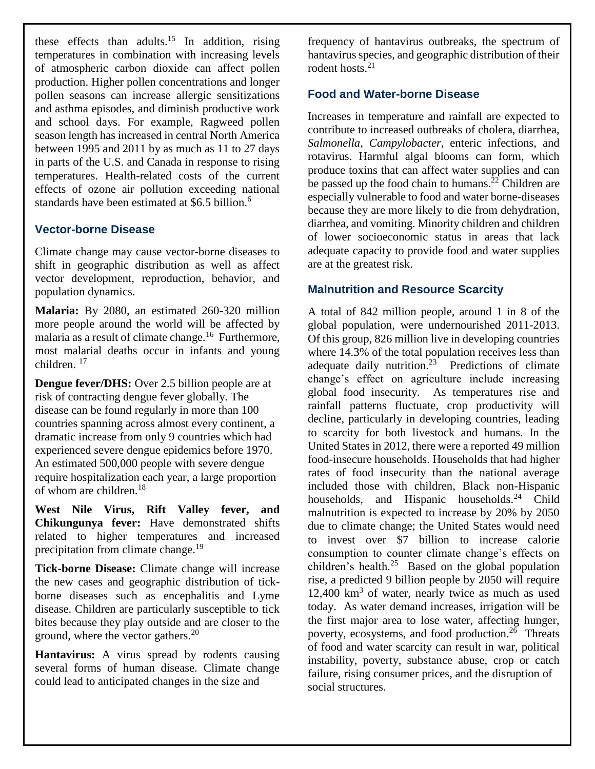these effects than adults.[15] In addition, rising temperatures in combination with increasing levels of atmospheric carbon dioxide can affect pollen production. Higher pollen concentrations and longer pollen seasons can increase allergic sensitizations and asthma episodes, and diminish productive work and school days. For example, Ragweed pollen season length has increased in central North America between 1995 and 2011 by as much as 11 to 27 days in parts of the U.S. and Canada in response to rising temperatures. Health-related costs of the current effects of ozone air pollution exceeding national standards have been estimated at $6.5 billion.[6]

### Vector-borne Disease

Climate change may cause vector-borne diseases to shift in geographic distribution as well as affect vector development, reproduction, behavior, and population dynamics.

**Malaria:** By 2080, an estimated 260-320 million more people around the world will be affected by malaria as a result of climate change.[16] Furthermore, most malarial deaths occur in infants and young children.[17]

**Dengue fever/DHS:** Over 2.5 billion people are at risk of contracting dengue fever globally. The disease can be found regularly in more than 100 countries spanning across almost every continent, a dramatic increase from only 9 countries which had experienced severe dengue epidemics before 1970. An estimated 500,000 people with severe dengue require hospitalization each year, a large proportion of whom are children.[18]

**West Nile Virus, Rift Valley fever, and Chikungunya fever:** Have demonstrated shifts related to higher temperatures and increased precipitation from climate change.[19]

**Tick-borne Disease:** Climate change will increase the new cases and geographic distribution of tick-borne diseases such as encephalitis and Lyme disease. Children are particularly susceptible to tick bites because they play outside and are closer to the ground, where the vector gathers.[20]

**Hantavirus:** A virus spread by rodents causing several forms of human disease. Climate change could lead to anticipated changes in the size and frequency of hantavirus outbreaks, the spectrum of hantavirus species, and geographic distribution of their rodent hosts.[21]

### Food and Water-borne Disease

Increases in temperature and rainfall are expected to contribute to increased outbreaks of cholera, diarrhea, *Salmonella*, *Campylobacter*, enteric infections, and rotavirus. Harmful algal blooms can form, which produce toxins that can affect water supplies and can be passed up the food chain to humans.[22] Children are especially vulnerable to food and water borne-diseases because they are more likely to die from dehydration, diarrhea, and vomiting. Minority children and children of lower socioeconomic status in areas that lack adequate capacity to provide food and water supplies are at the greatest risk.

### Malnutrition and Resource Scarcity

A total of 842 million people, around 1 in 8 of the global population, were undernourished 2011-2013. Of this group, 826 million live in developing countries where 14.3% of the total population receives less than adequate daily nutrition.[23] Predictions of climate change's effect on agriculture include increasing global food insecurity. As temperatures rise and rainfall patterns fluctuate, crop productivity will decline, particularly in developing countries, leading to scarcity for both livestock and humans. In the United States in 2012, there were a reported 49 million food-insecure households. Households that had higher rates of food insecurity than the national average included those with children, Black non-Hispanic households, and Hispanic households.[24] Child malnutrition is expected to increase by 20% by 2050 due to climate change; the United States would need to invest over $7 billion to increase calorie consumption to counter climate change's effects on children's health.[25] Based on the global population rise, a predicted 9 billion people by 2050 will require 12,400 $km^3$ of water, nearly twice as much as used today. As water demand increases, irrigation will be the first major area to lose water, affecting hunger, poverty, ecosystems, and food production.[26] Threats of food and water scarcity can result in war, political instability, poverty, substance abuse, crop or catch failure, rising consumer prices, and the disruption of social structures.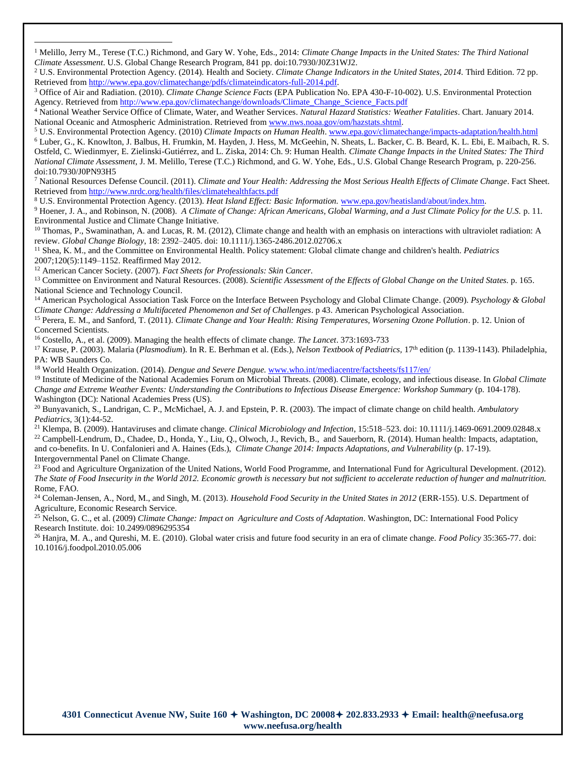[1] Melillo, Jerry M., Terese (T.C.) Richmond, and Gary W. Yohe, Eds., 2014: *Climate Change Impacts in the United States: The Third National Climate Assessment*. U.S. Global Change Research Program, 841 pp. doi:10.7930/J0Z31WJ2.

[2] U.S. Environmental Protection Agency. (2014). Health and Society. *Climate Change Indicators in the United States, 2014.* Third Edition. 72 pp. Retrieved from http://www.epa.gov/climatechange/pdfs/climateindicators-full-2014.pdf.

[3] Office of Air and Radiation. (2010). *Climate Change Science Facts* (EPA Publication No. EPA 430-F-10-002). U.S. Environmental Protection Agency. Retrieved from http://www.epa.gov/climatechange/downloads/Climate_Change_Science_Facts.pdf

[4] National Weather Service Office of Climate, Water, and Weather Services. *Natural Hazard Statistics: Weather Fatalities*. Chart. January 2014. National Oceanic and Atmospheric Administration. Retrieved from www.nws.noaa.gov/om/hazstats.shtml.

[5] U.S. Environmental Protection Agency. (2010) *Climate Impacts on Human Health*. www.epa.gov/climatechange/impacts-adaptation/health.html

[6] Luber, G., K. Knowlton, J. Balbus, H. Frumkin, M. Hayden, J. Hess, M. McGeehin, N. Sheats, L. Backer, C. B. Beard, K. L. Ebi, E. Maibach, R. S. Ostfeld, C. Wiedinmyer, E. Zielinski-Gutiérrez, and L. Ziska, 2014: Ch. 9: Human Health. *Climate Change Impacts in the United States: The Third National Climate Assessment*, J. M. Melillo, Terese (T.C.) Richmond, and G. W. Yohe, Eds., U.S. Global Change Research Program, p. 220-256. doi:10.7930/J0PN93H5

[7] National Resources Defense Council. (2011). *Climate and Your Health: Addressing the Most Serious Health Effects of Climate Change*. Fact Sheet. Retrieved from http://www.nrdc.org/health/files/climatehealthfacts.pdf

[8] U.S. Environmental Protection Agency. (2013). *Heat Island Effect: Basic Information.* www.epa.gov/heatisland/about/index.htm.

[9] Hoener, J. A., and Robinson, N. (2008). *A Climate of Change: African Americans, Global Warming, and a Just Climate Policy for the U.S.* p. 11. Environmental Justice and Climate Change Initiative.

[10] Thomas, P., Swaminathan, A. and Lucas, R. M. (2012), Climate change and health with an emphasis on interactions with ultraviolet radiation: A review. *Global Change Biology*, 18: 2392–2405. doi: 10.1111/j.1365-2486.2012.02706.x

[11] Shea, K. M., and the Committee on Environmental Health. Policy statement: Global climate change and children's health. *Pediatrics* 2007;120(5):1149–1152. Reaffirmed May 2012.

[12] American Cancer Society. (2007). *Fact Sheets for Professionals: Skin Cancer.*

[13] Committee on Environment and Natural Resources. (2008). *Scientific Assessment of the Effects of Global Change on the United States.* p. 165. National Science and Technology Council.

[14] American Psychological Association Task Force on the Interface Between Psychology and Global Climate Change. (2009). *Psychology & Global Climate Change: Addressing a Multifaceted Phenomenon and Set of Challenges*. p 43. American Psychological Association.

[15] Perera, E. M., and Sanford, T. (2011). *Climate Change and Your Health: Rising Temperatures, Worsening Ozone Pollution*. p. 12. Union of Concerned Scientists.

[16] Costello, A., et al. (2009). Managing the health effects of climate change. *The Lancet*. 373:1693-733

[17] Krause, P. (2003). Malaria (*Plasmodium*). In R. E. Berhman et al. (Eds.), *Nelson Textbook of Pediatrics*, 17th edition (p. 1139-1143). Philadelphia, PA: WB Saunders Co.

[18] World Health Organization. (2014). *Dengue and Severe Dengue.* www.who.int/mediacentre/factsheets/fs117/en/

[19] Institute of Medicine of the National Academies Forum on Microbial Threats. (2008). Climate, ecology, and infectious disease. In *Global Climate Change and Extreme Weather Events: Understanding the Contributions to Infectious Disease Emergence: Workshop Summary* (p. 104-178). Washington (DC): National Academies Press (US).

[20] Bunyavanich, S., Landrigan, C. P., McMichael, A. J. and Epstein, P. R. (2003). The impact of climate change on child health. *Ambulatory Pediatrics*, 3(1):44-52.

[21] Klempa, B. (2009). Hantaviruses and climate change. *Clinical Microbiology and Infection*, 15:518–523. doi: 10.1111/j.1469-0691.2009.02848.x

[22] Campbell-Lendrum, D., Chadee, D., Honda, Y., Liu, Q., Olwoch, J., Revich, B., and Sauerborn, R. (2014). Human health: Impacts, adaptation, and co-benefits. In U. Confalonieri and A. Haines (Eds.), *Climate Change 2014: Impacts Adaptations, and Vulnerability* (p. 17-19). Intergovernmental Panel on Climate Change.

[23] Food and Agriculture Organization of the United Nations, World Food Programme, and International Fund for Agricultural Development. (2012). *The State of Food Insecurity in the World 2012. Economic growth is necessary but not sufficient to accelerate reduction of hunger and malnutrition.* Rome, FAO.

[24] Coleman-Jensen, A., Nord, M., and Singh, M. (2013). *Household Food Security in the United States in 2012* (ERR-155). U.S. Department of Agriculture, Economic Research Service.

[25] Nelson, G. C., et al. (2009) *Climate Change: Impact on Agriculture and Costs of Adaptation*. Washington, DC: International Food Policy Research Institute. doi: 10.2499/0896295354

[26] Hanjra, M. A., and Qureshi, M. E. (2010). Global water crisis and future food security in an era of climate change. *Food Policy* 35:365-77. doi: 10.1016/j.foodpol.2010.05.006

**4301 Connecticut Avenue NW, Suite 160 ✦ Washington, DC 20008✦ 202.833.2933 ✦ Email: health@neefusa.org**
**www.neefusa.org/health**